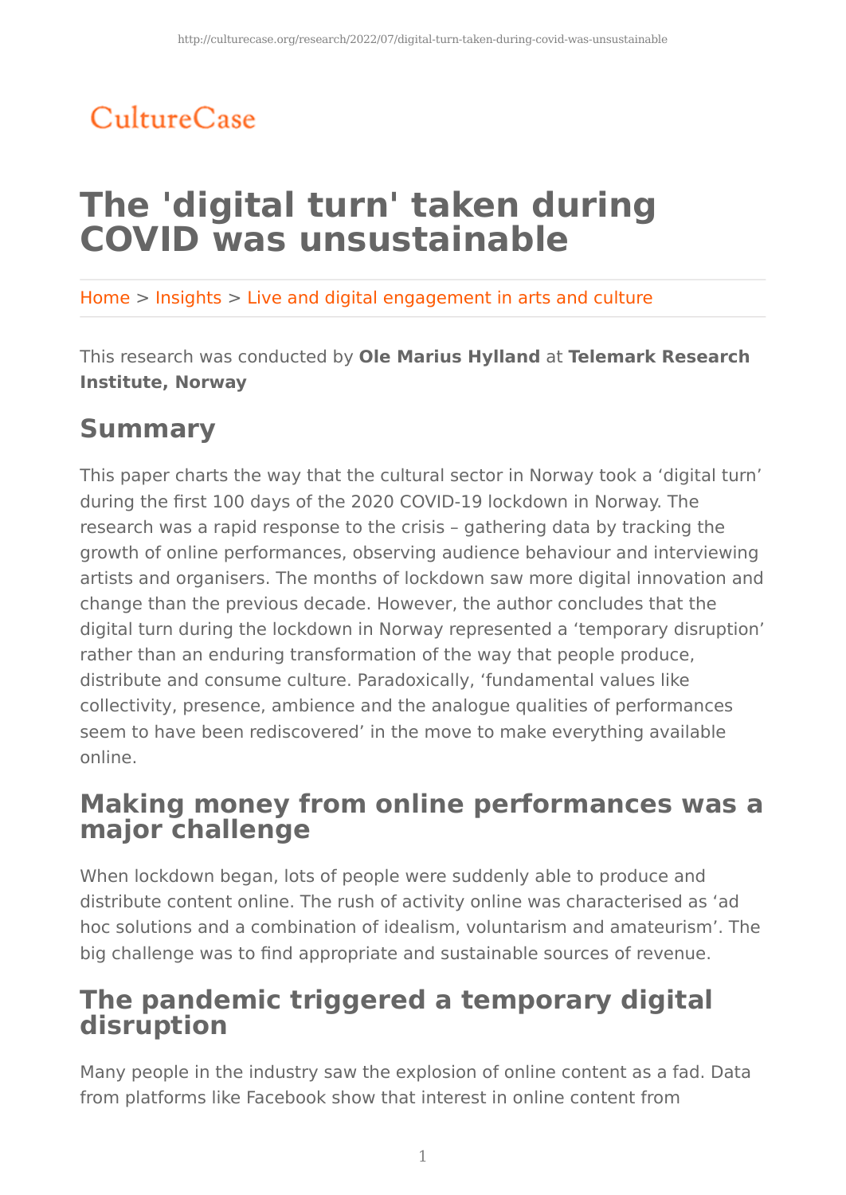CultureCase

# The 'digital turn' taken during COVID was unsustainable

Home > Insights > Live and digital engagement in arts and culture

This research was conducted by **Ole Marius Hylland** at **Telemark Research Institute, Norway**

## Summary

This paper charts the way that the cultural sector in Norway took a 'digital turn' during the first 100 days of the 2020 COVID-19 lockdown in Norway. The research was a rapid response to the crisis – gathering data by tracking the growth of online performances, observing audience behaviour and interviewing artists and organisers. The months of lockdown saw more digital innovation and change than the previous decade. However, the author concludes that the digital turn during the lockdown in Norway represented a 'temporary disruption' rather than an enduring transformation of the way that people produce, distribute and consume culture. Paradoxically, 'fundamental values like collectivity, presence, ambience and the analogue qualities of performances seem to have been rediscovered' in the move to make everything available online.

## Making money from online performances was a major challenge

When lockdown began, lots of people were suddenly able to produce and distribute content online. The rush of activity online was characterised as 'ad hoc solutions and a combination of idealism, voluntarism and amateurism'. The big challenge was to find appropriate and sustainable sources of revenue.

## The pandemic triggered a temporary digital disruption

Many people in the industry saw the explosion of online content as a fad. Data from platforms like Facebook show that interest in online content from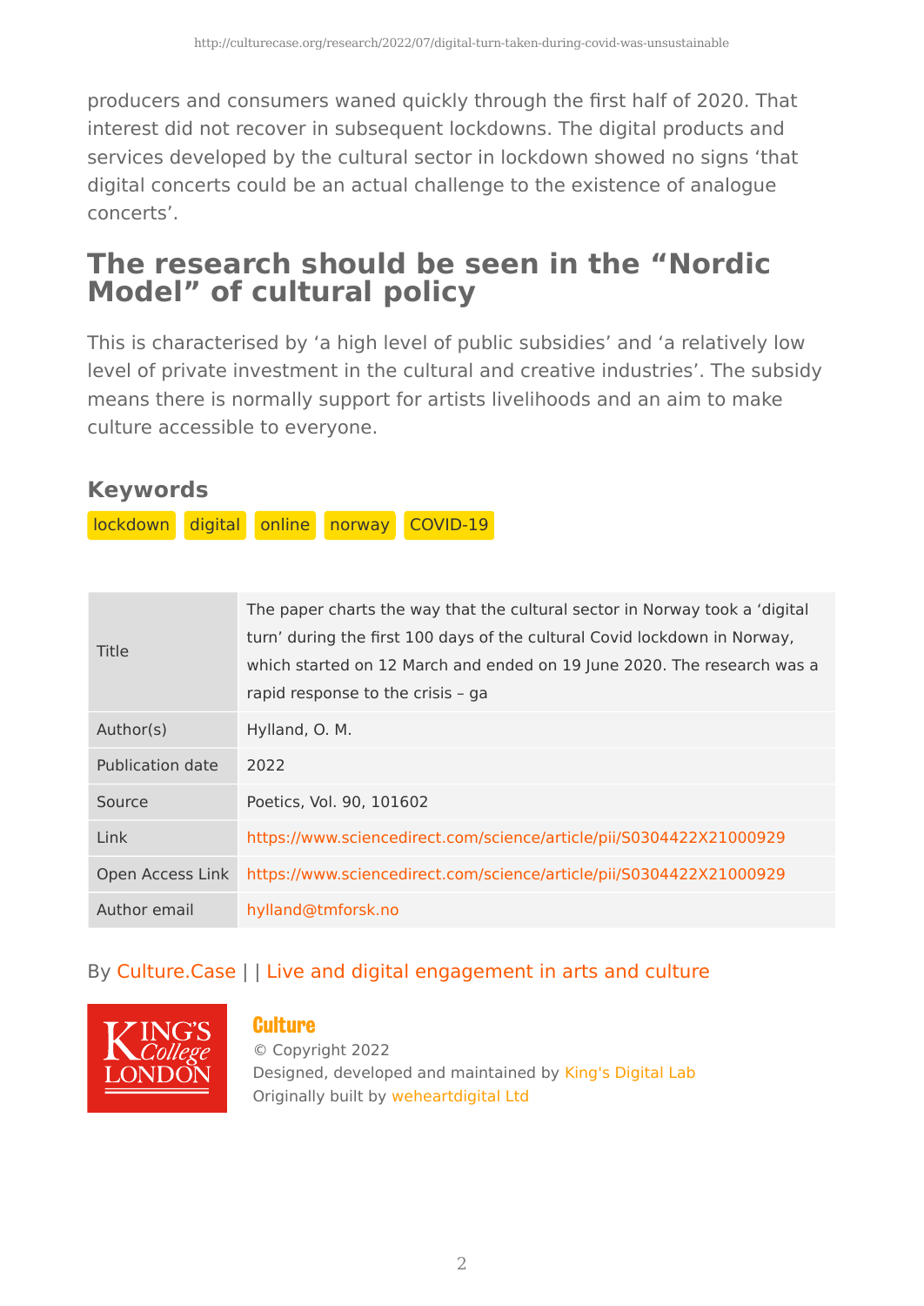producers and consumers waned quickly through the first half of 2020. That interest did not recover in subsequent lockdowns. The digital products and services developed by the cultural sector in lockdown showed no signs 'that digital concerts could be an actual challenge to the existence of analogue concerts'.

## The research should be seen in the "Nordic Model" of cultural policy

This is characterised by 'a high level of public subsidies' and 'a relatively low level of private investment in the cultural and creative industries'. The subsidy means there is normally support for artists livelihoods and an aim to make culture accessible to everyone.

### Keywords

lockdown digital online norway COVID-19

| | |
|---|---|
| Title | The paper charts the way that the cultural sector in Norway took a 'digital turn' during the first 100 days of the cultural Covid lockdown in Norway, which started on 12 March and ended on 19 June 2020. The research was a rapid response to the crisis – ga |
| Author(s) | Hylland, O. M. |
| Publication date | 2022 |
| Source | Poetics, Vol. 90, 101602 |
| Link | https://www.sciencedirect.com/science/article/pii/S0304422X21000929 |
| Open Access Link | https://www.sciencedirect.com/science/article/pii/S0304422X21000929 |
| Author email | hylland@tmforsk.no |

By Culture.Case | | Live and digital engagement in arts and culture

KING'S College LONDON

Culture

© Copyright 2022

Designed, developed and maintained by King's Digital Lab

Originally built by weheartdigital Ltd